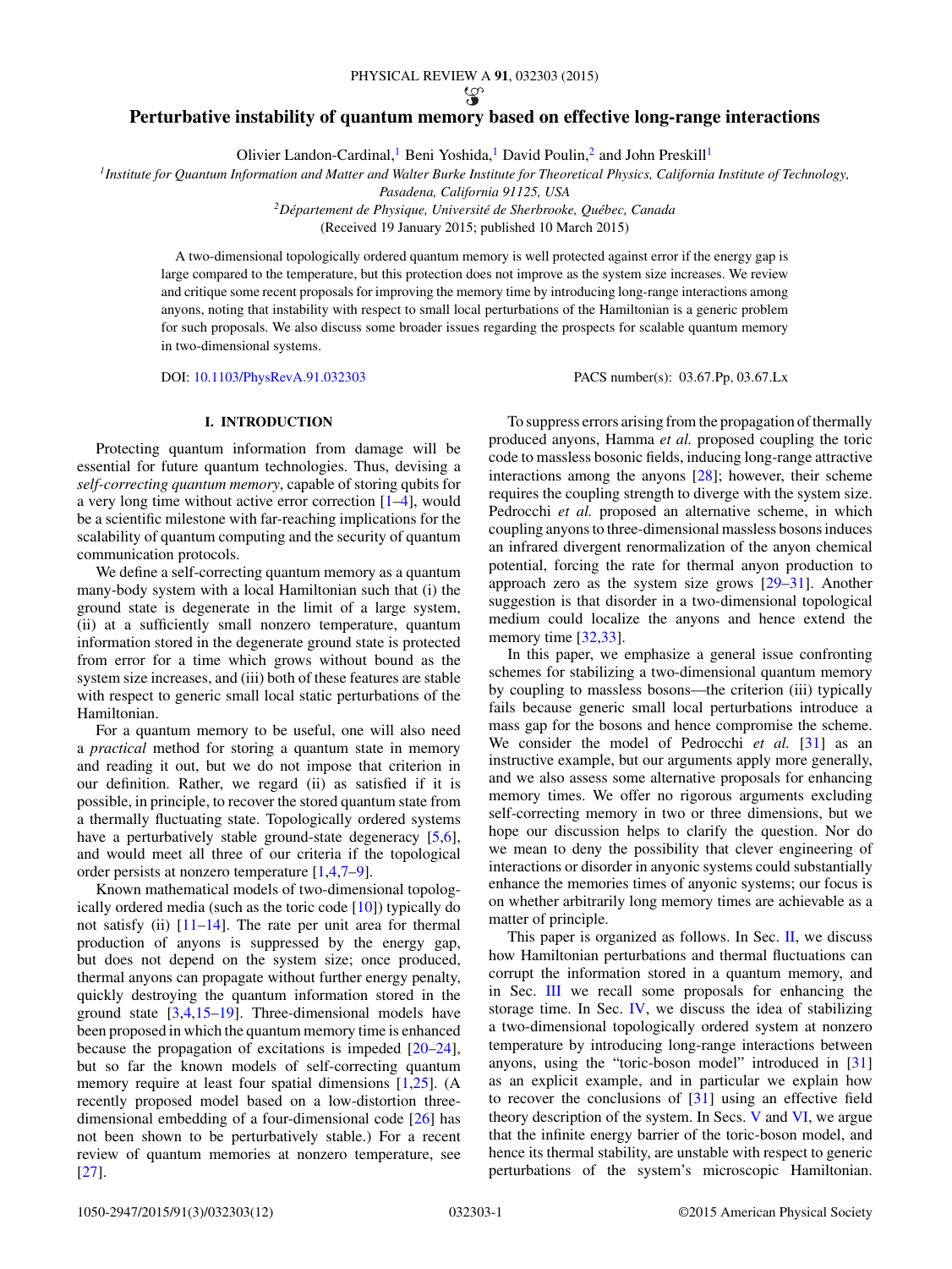# Perturbative instability of quantum memory based on effective long-range interactions

Olivier Landon-Cardinal,[1] Beni Yoshida,[1] David Poulin,[2] and John Preskill[1]

[1]*Institute for Quantum Information and Matter and Walter Burke Institute for Theoretical Physics, California Institute of Technology, Pasadena, California 91125, USA*

[2]*Département de Physique, Université de Sherbrooke, Québec, Canada*

(Received 19 January 2015; published 10 March 2015)

A two-dimensional topologically ordered quantum memory is well protected against error if the energy gap is large compared to the temperature, but this protection does not improve as the system size increases. We review and critique some recent proposals for improving the memory time by introducing long-range interactions among anyons, noting that instability with respect to small local perturbations of the Hamiltonian is a generic problem for such proposals. We also discuss some broader issues regarding the prospects for scalable quantum memory in two-dimensional systems.

DOI: 10.1103/PhysRevA.91.032303

PACS number(s): 03.67.Pp, 03.67.Lx

## I. INTRODUCTION

Protecting quantum information from damage will be essential for future quantum technologies. Thus, devising a *self-correcting quantum memory*, capable of storing qubits for a very long time without active error correction [1–4], would be a scientific milestone with far-reaching implications for the scalability of quantum computing and the security of quantum communication protocols.

We define a self-correcting quantum memory as a quantum many-body system with a local Hamiltonian such that (i) the ground state is degenerate in the limit of a large system, (ii) at a sufficiently small nonzero temperature, quantum information stored in the degenerate ground state is protected from error for a time which grows without bound as the system size increases, and (iii) both of these features are stable with respect to generic small local static perturbations of the Hamiltonian.

For a quantum memory to be useful, one will also need a *practical* method for storing a quantum state in memory and reading it out, but we do not impose that criterion in our definition. Rather, we regard (ii) as satisfied if it is possible, in principle, to recover the stored quantum state from a thermally fluctuating state. Topologically ordered systems have a perturbatively stable ground-state degeneracy [5,6], and would meet all three of our criteria if the topological order persists at nonzero temperature [1,4,7–9].

Known mathematical models of two-dimensional topologically ordered media (such as the toric code [10]) typically do not satisfy (ii) [11–14]. The rate per unit area for thermal production of anyons is suppressed by the energy gap, but does not depend on the system size; once produced, thermal anyons can propagate without further energy penalty, quickly destroying the quantum information stored in the ground state [3,4,15–19]. Three-dimensional models have been proposed in which the quantum memory time is enhanced because the propagation of excitations is impeded [20–24], but so far the known models of self-correcting quantum memory require at least four spatial dimensions [1,25]. (A recently proposed model based on a low-distortion three-dimensional embedding of a four-dimensional code [26] has not been shown to be perturbatively stable.) For a recent review of quantum memories at nonzero temperature, see [27].

To suppress errors arising from the propagation of thermally produced anyons, Hamma *et al.* proposed coupling the toric code to massless bosonic fields, inducing long-range attractive interactions among the anyons [28]; however, their scheme requires the coupling strength to diverge with the system size. Pedrocchi *et al.* proposed an alternative scheme, in which coupling anyons to three-dimensional massless bosons induces an infrared divergent renormalization of the anyon chemical potential, forcing the rate for thermal anyon production to approach zero as the system size grows [29–31]. Another suggestion is that disorder in a two-dimensional topological medium could localize the anyons and hence extend the memory time [32,33].

In this paper, we emphasize a general issue confronting schemes for stabilizing a two-dimensional quantum memory by coupling to massless bosons—the criterion (iii) typically fails because generic small local perturbations introduce a mass gap for the bosons and hence compromise the scheme. We consider the model of Pedrocchi *et al.* [31] as an instructive example, but our arguments apply more generally, and we also assess some alternative proposals for enhancing memory times. We offer no rigorous arguments excluding self-correcting memory in two or three dimensions, but we hope our discussion helps to clarify the question. Nor do we mean to deny the possibility that clever engineering of interactions or disorder in anyonic systems could substantially enhance the memories times of anyonic systems; our focus is on whether arbitrarily long memory times are achievable as a matter of principle.

This paper is organized as follows. In Sec. II, we discuss how Hamiltonian perturbations and thermal fluctuations can corrupt the information stored in a quantum memory, and in Sec. III we recall some proposals for enhancing the storage time. In Sec. IV, we discuss the idea of stabilizing a two-dimensional topologically ordered system at nonzero temperature by introducing long-range interactions between anyons, using the "toric-boson model" introduced in [31] as an explicit example, and in particular we explain how to recover the conclusions of [31] using an effective field theory description of the system. In Secs. V and VI, we argue that the infinite energy barrier of the toric-boson model, and hence its thermal stability, are unstable with respect to generic perturbations of the system's microscopic Hamiltonian.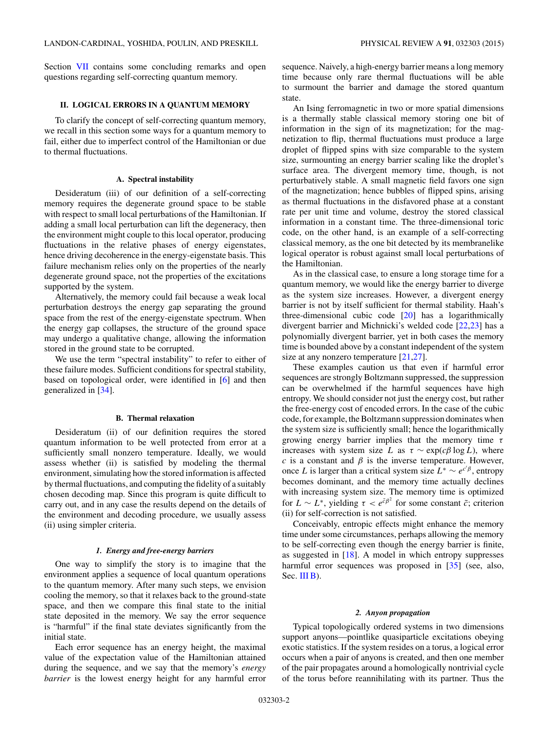Section VII contains some concluding remarks and open questions regarding self-correcting quantum memory.

## II. LOGICAL ERRORS IN A QUANTUM MEMORY

To clarify the concept of self-correcting quantum memory, we recall in this section some ways for a quantum memory to fail, either due to imperfect control of the Hamiltonian or due to thermal fluctuations.

### A. Spectral instability

Desideratum (iii) of our definition of a self-correcting memory requires the degenerate ground space to be stable with respect to small local perturbations of the Hamiltonian. If adding a small local perturbation can lift the degeneracy, then the environment might couple to this local operator, producing fluctuations in the relative phases of energy eigenstates, hence driving decoherence in the energy-eigenstate basis. This failure mechanism relies only on the properties of the nearly degenerate ground space, not the properties of the excitations supported by the system.

Alternatively, the memory could fail because a weak local perturbation destroys the energy gap separating the ground space from the rest of the energy-eigenstate spectrum. When the energy gap collapses, the structure of the ground space may undergo a qualitative change, allowing the information stored in the ground state to be corrupted.

We use the term "spectral instability" to refer to either of these failure modes. Sufficient conditions for spectral stability, based on topological order, were identified in [6] and then generalized in [34].

### B. Thermal relaxation

Desideratum (ii) of our definition requires the stored quantum information to be well protected from error at a sufficiently small nonzero temperature. Ideally, we would assess whether (ii) is satisfied by modeling the thermal environment, simulating how the stored information is affected by thermal fluctuations, and computing the fidelity of a suitably chosen decoding map. Since this program is quite difficult to carry out, and in any case the results depend on the details of the environment and decoding procedure, we usually assess (ii) using simpler criteria.

#### *1. Energy and free-energy barriers*

One way to simplify the story is to imagine that the environment applies a sequence of local quantum operations to the quantum memory. After many such steps, we envision cooling the memory, so that it relaxes back to the ground-state space, and then we compare this final state to the initial state deposited in the memory. We say the error sequence is "harmful" if the final state deviates significantly from the initial state.

Each error sequence has an energy height, the maximal value of the expectation value of the Hamiltonian attained during the sequence, and we say that the memory's *energy barrier* is the lowest energy height for any harmful error sequence. Naively, a high-energy barrier means a long memory time because only rare thermal fluctuations will be able to surmount the barrier and damage the stored quantum state.

An Ising ferromagnetic in two or more spatial dimensions is a thermally stable classical memory storing one bit of information in the sign of its magnetization; for the magnetization to flip, thermal fluctuations must produce a large droplet of flipped spins with size comparable to the system size, surmounting an energy barrier scaling like the droplet's surface area. The divergent memory time, though, is not perturbatively stable. A small magnetic field favors one sign of the magnetization; hence bubbles of flipped spins, arising as thermal fluctuations in the disfavored phase at a constant rate per unit time and volume, destroy the stored classical information in a constant time. The three-dimensional toric code, on the other hand, is an example of a self-correcting classical memory, as the one bit detected by its membranelike logical operator is robust against small local perturbations of the Hamiltonian.

As in the classical case, to ensure a long storage time for a quantum memory, we would like the energy barrier to diverge as the system size increases. However, a divergent energy barrier is not by itself sufficient for thermal stability. Haah's three-dimensional cubic code [20] has a logarithmically divergent barrier and Michnicki's welded code [22,23] has a polynomially divergent barrier, yet in both cases the memory time is bounded above by a constant independent of the system size at any nonzero temperature [21,27].

These examples caution us that even if harmful error sequences are strongly Boltzmann suppressed, the suppression can be overwhelmed if the harmful sequences have high entropy. We should consider not just the energy cost, but rather the free-energy cost of encoded errors. In the case of the cubic code, for example, the Boltzmann suppression dominates when the system size is sufficiently small; hence the logarithmically growing energy barrier implies that the memory time $\tau$ increases with system size $L$ as $\tau \sim \exp(c\beta \log L)$, where $c$ is a constant and $\beta$ is the inverse temperature. However, once $L$ is larger than a critical system size $L^* \sim e^{c'\beta}$, entropy becomes dominant, and the memory time actually declines with increasing system size. The memory time is optimized for $L \sim L^*$, yielding $\tau < e^{\tilde{c}\beta^2}$ for some constant $\tilde{c}$; criterion (ii) for self-correction is not satisfied.

Conceivably, entropic effects might enhance the memory time under some circumstances, perhaps allowing the memory to be self-correcting even though the energy barrier is finite, as suggested in [18]. A model in which entropy suppresses harmful error sequences was proposed in [35] (see, also, Sec. III B).

#### *2. Anyon propagation*

Typical topologically ordered systems in two dimensions support anyons—pointlike quasiparticle excitations obeying exotic statistics. If the system resides on a torus, a logical error occurs when a pair of anyons is created, and then one member of the pair propagates around a homologically nontrivial cycle of the torus before reannihilating with its partner. Thus the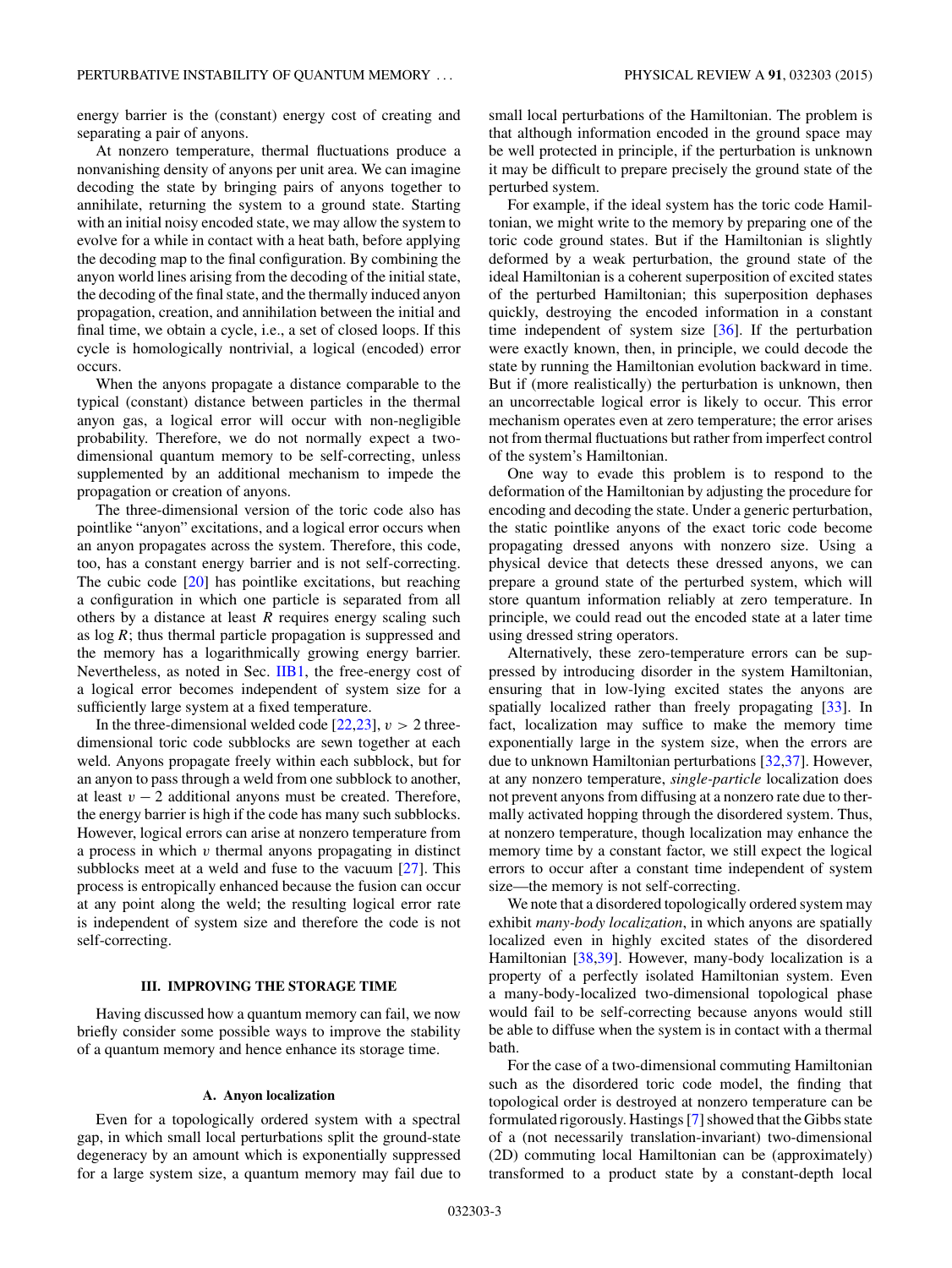energy barrier is the (constant) energy cost of creating and separating a pair of anyons.

At nonzero temperature, thermal fluctuations produce a nonvanishing density of anyons per unit area. We can imagine decoding the state by bringing pairs of anyons together to annihilate, returning the system to a ground state. Starting with an initial noisy encoded state, we may allow the system to evolve for a while in contact with a heat bath, before applying the decoding map to the final configuration. By combining the anyon world lines arising from the decoding of the initial state, the decoding of the final state, and the thermally induced anyon propagation, creation, and annihilation between the initial and final time, we obtain a cycle, i.e., a set of closed loops. If this cycle is homologically nontrivial, a logical (encoded) error occurs.

When the anyons propagate a distance comparable to the typical (constant) distance between particles in the thermal anyon gas, a logical error will occur with non-negligible probability. Therefore, we do not normally expect a two-dimensional quantum memory to be self-correcting, unless supplemented by an additional mechanism to impede the propagation or creation of anyons.

The three-dimensional version of the toric code also has pointlike "anyon" excitations, and a logical error occurs when an anyon propagates across the system. Therefore, this code, too, has a constant energy barrier and is not self-correcting. The cubic code [20] has pointlike excitations, but reaching a configuration in which one particle is separated from all others by a distance at least $R$ requires energy scaling such as $\log R$; thus thermal particle propagation is suppressed and the memory has a logarithmically growing energy barrier. Nevertheless, as noted in Sec. IIB1, the free-energy cost of a logical error becomes independent of system size for a sufficiently large system at a fixed temperature.

In the three-dimensional welded code [22,23], $v > 2$ three-dimensional toric code subblocks are sewn together at each weld. Anyons propagate freely within each subblock, but for an anyon to pass through a weld from one subblock to another, at least $v - 2$ additional anyons must be created. Therefore, the energy barrier is high if the code has many such subblocks. However, logical errors can arise at nonzero temperature from a process in which $v$ thermal anyons propagating in distinct subblocks meet at a weld and fuse to the vacuum [27]. This process is entropically enhanced because the fusion can occur at any point along the weld; the resulting logical error rate is independent of system size and therefore the code is not self-correcting.

### III. IMPROVING THE STORAGE TIME

Having discussed how a quantum memory can fail, we now briefly consider some possible ways to improve the stability of a quantum memory and hence enhance its storage time.

#### A. Anyon localization

Even for a topologically ordered system with a spectral gap, in which small local perturbations split the ground-state degeneracy by an amount which is exponentially suppressed for a large system size, a quantum memory may fail due to small local perturbations of the Hamiltonian. The problem is that although information encoded in the ground space may be well protected in principle, if the perturbation is unknown it may be difficult to prepare precisely the ground state of the perturbed system.

For example, if the ideal system has the toric code Hamiltonian, we might write to the memory by preparing one of the toric code ground states. But if the Hamiltonian is slightly deformed by a weak perturbation, the ground state of the ideal Hamiltonian is a coherent superposition of excited states of the perturbed Hamiltonian; this superposition dephases quickly, destroying the encoded information in a constant time independent of system size [36]. If the perturbation were exactly known, then, in principle, we could decode the state by running the Hamiltonian evolution backward in time. But if (more realistically) the perturbation is unknown, then an uncorrectable logical error is likely to occur. This error mechanism operates even at zero temperature; the error arises not from thermal fluctuations but rather from imperfect control of the system's Hamiltonian.

One way to evade this problem is to respond to the deformation of the Hamiltonian by adjusting the procedure for encoding and decoding the state. Under a generic perturbation, the static pointlike anyons of the exact toric code become propagating dressed anyons with nonzero size. Using a physical device that detects these dressed anyons, we can prepare a ground state of the perturbed system, which will store quantum information reliably at zero temperature. In principle, we could read out the encoded state at a later time using dressed string operators.

Alternatively, these zero-temperature errors can be suppressed by introducing disorder in the system Hamiltonian, ensuring that in low-lying excited states the anyons are spatially localized rather than freely propagating [33]. In fact, localization may suffice to make the memory time exponentially large in the system size, when the errors are due to unknown Hamiltonian perturbations [32,37]. However, at any nonzero temperature, *single-particle* localization does not prevent anyons from diffusing at a nonzero rate due to thermally activated hopping through the disordered system. Thus, at nonzero temperature, though localization may enhance the memory time by a constant factor, we still expect the logical errors to occur after a constant time independent of system size—the memory is not self-correcting.

We note that a disordered topologically ordered system may exhibit *many-body localization*, in which anyons are spatially localized even in highly excited states of the disordered Hamiltonian [38,39]. However, many-body localization is a property of a perfectly isolated Hamiltonian system. Even a many-body-localized two-dimensional topological phase would fail to be self-correcting because anyons would still be able to diffuse when the system is in contact with a thermal bath.

For the case of a two-dimensional commuting Hamiltonian such as the disordered toric code model, the finding that topological order is destroyed at nonzero temperature can be formulated rigorously. Hastings [7] showed that the Gibbs state of a (not necessarily translation-invariant) two-dimensional (2D) commuting local Hamiltonian can be (approximately) transformed to a product state by a constant-depth local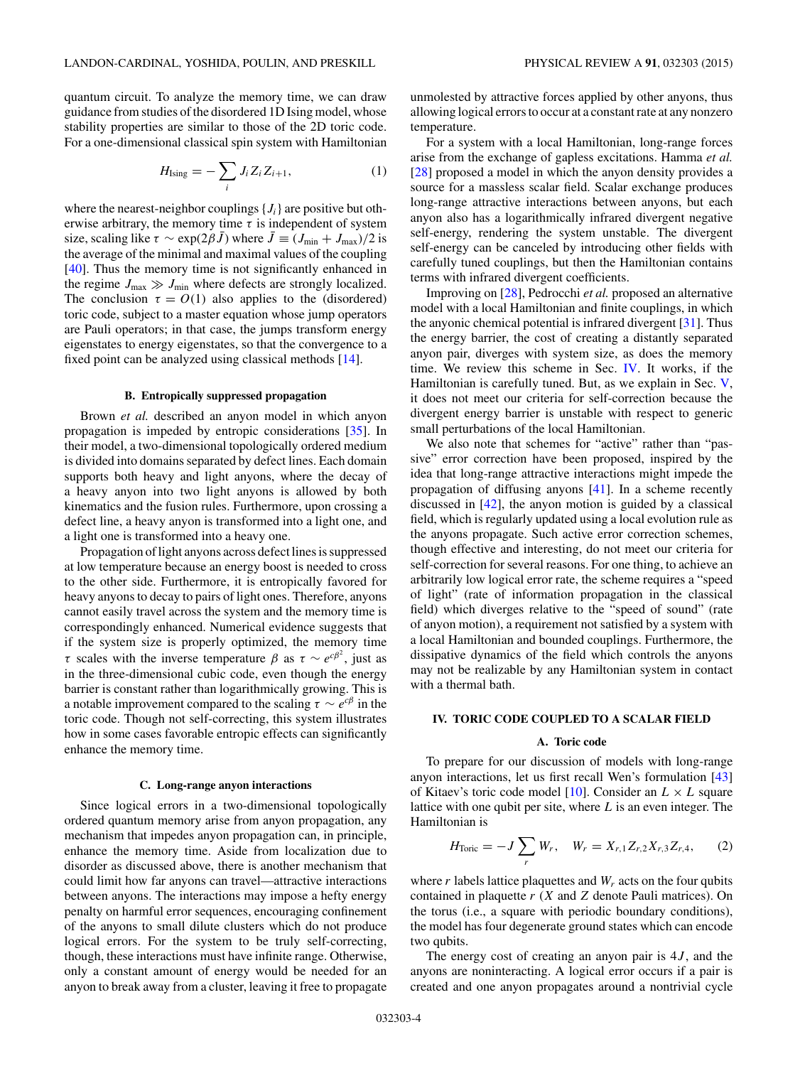quantum circuit. To analyze the memory time, we can draw guidance from studies of the disordered 1D Ising model, whose stability properties are similar to those of the 2D toric code. For a one-dimensional classical spin system with Hamiltonian

$$H_{\text{Ising}} = -\sum_i J_i Z_i Z_{i+1}, \tag{1}$$

where the nearest-neighbor couplings $\{J_i\}$ are positive but otherwise arbitrary, the memory time $\tau$ is independent of system size, scaling like $\tau \sim \exp(2\beta \bar{J})$ where $\bar{J} \equiv (J_{\min} + J_{\max})/2$ is the average of the minimal and maximal values of the coupling [40]. Thus the memory time is not significantly enhanced in the regime $J_{\max} \gg J_{\min}$ where defects are strongly localized. The conclusion $\tau = O(1)$ also applies to the (disordered) toric code, subject to a master equation whose jump operators are Pauli operators; in that case, the jumps transform energy eigenstates to energy eigenstates, so that the convergence to a fixed point can be analyzed using classical methods [14].

### B. Entropically suppressed propagation

Brown *et al.* described an anyon model in which anyon propagation is impeded by entropic considerations [35]. In their model, a two-dimensional topologically ordered medium is divided into domains separated by defect lines. Each domain supports both heavy and light anyons, where the decay of a heavy anyon into two light anyons is allowed by both kinematics and the fusion rules. Furthermore, upon crossing a defect line, a heavy anyon is transformed into a light one, and a light one is transformed into a heavy one.

Propagation of light anyons across defect lines is suppressed at low temperature because an energy boost is needed to cross to the other side. Furthermore, it is entropically favored for heavy anyons to decay to pairs of light ones. Therefore, anyons cannot easily travel across the system and the memory time is correspondingly enhanced. Numerical evidence suggests that if the system size is properly optimized, the memory time $\tau$ scales with the inverse temperature $\beta$ as $\tau \sim e^{c\beta^2}$, just as in the three-dimensional cubic code, even though the energy barrier is constant rather than logarithmically growing. This is a notable improvement compared to the scaling $\tau \sim e^{c\beta}$ in the toric code. Though not self-correcting, this system illustrates how in some cases favorable entropic effects can significantly enhance the memory time.

### C. Long-range anyon interactions

Since logical errors in a two-dimensional topologically ordered quantum memory arise from anyon propagation, any mechanism that impedes anyon propagation can, in principle, enhance the memory time. Aside from localization due to disorder as discussed above, there is another mechanism that could limit how far anyons can travel—attractive interactions between anyons. The interactions may impose a hefty energy penalty on harmful error sequences, encouraging confinement of the anyons to small dilute clusters which do not produce logical errors. For the system to be truly self-correcting, though, these interactions must have infinite range. Otherwise, only a constant amount of energy would be needed for an anyon to break away from a cluster, leaving it free to propagate unmolested by attractive forces applied by other anyons, thus allowing logical errors to occur at a constant rate at any nonzero temperature.

For a system with a local Hamiltonian, long-range forces arise from the exchange of gapless excitations. Hamma *et al.* [28] proposed a model in which the anyon density provides a source for a massless scalar field. Scalar exchange produces long-range attractive interactions between anyons, but each anyon also has a logarithmically infrared divergent negative self-energy, rendering the system unstable. The divergent self-energy can be canceled by introducing other fields with carefully tuned couplings, but then the Hamiltonian contains terms with infrared divergent coefficients.

Improving on [28], Pedrocchi *et al.* proposed an alternative model with a local Hamiltonian and finite couplings, in which the anyonic chemical potential is infrared divergent [31]. Thus the energy barrier, the cost of creating a distantly separated anyon pair, diverges with system size, as does the memory time. We review this scheme in Sec. IV. It works, if the Hamiltonian is carefully tuned. But, as we explain in Sec. V, it does not meet our criteria for self-correction because the divergent energy barrier is unstable with respect to generic small perturbations of the local Hamiltonian.

We also note that schemes for "active" rather than "passive" error correction have been proposed, inspired by the idea that long-range attractive interactions might impede the propagation of diffusing anyons [41]. In a scheme recently discussed in [42], the anyon motion is guided by a classical field, which is regularly updated using a local evolution rule as the anyons propagate. Such active error correction schemes, though effective and interesting, do not meet our criteria for self-correction for several reasons. For one thing, to achieve an arbitrarily low logical error rate, the scheme requires a "speed of light" (rate of information propagation in the classical field) which diverges relative to the "speed of sound" (rate of anyon motion), a requirement not satisfied by a system with a local Hamiltonian and bounded couplings. Furthermore, the dissipative dynamics of the field which controls the anyons may not be realizable by any Hamiltonian system in contact with a thermal bath.

## IV. TORIC CODE COUPLED TO A SCALAR FIELD

### A. Toric code

To prepare for our discussion of models with long-range anyon interactions, let us first recall Wen's formulation [43] of Kitaev's toric code model [10]. Consider an $L \times L$ square lattice with one qubit per site, where $L$ is an even integer. The Hamiltonian is

$$H_{\text{Toric}} = -J \sum_r W_r, \quad W_r = X_{r,1} Z_{r,2} X_{r,3} Z_{r,4}, \tag{2}$$

where $r$ labels lattice plaquettes and $W_r$ acts on the four qubits contained in plaquette $r$ ($X$ and $Z$ denote Pauli matrices). On the torus (i.e., a square with periodic boundary conditions), the model has four degenerate ground states which can encode two qubits.

The energy cost of creating an anyon pair is $4J$, and the anyons are noninteracting. A logical error occurs if a pair is created and one anyon propagates around a nontrivial cycle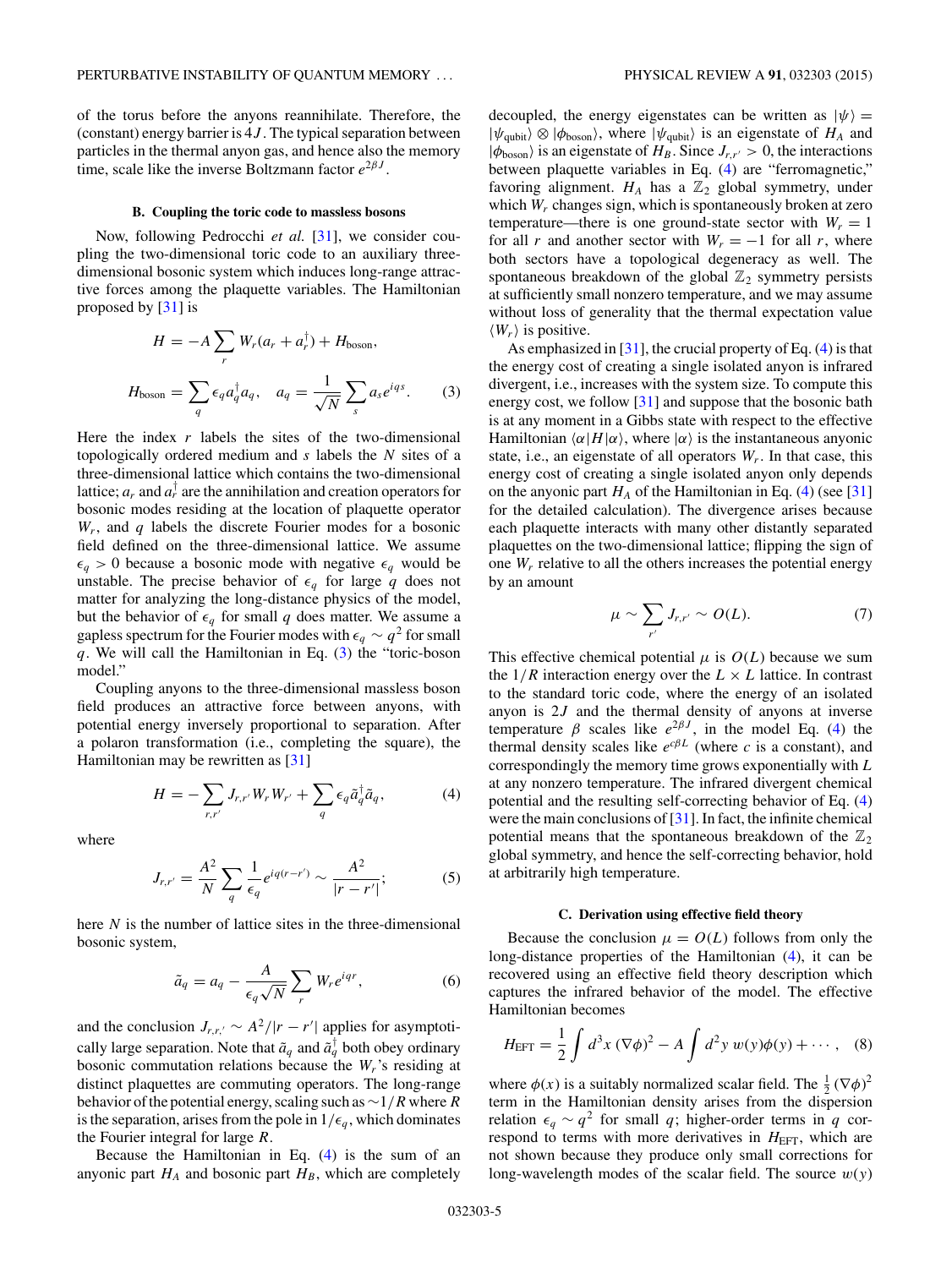of the torus before the anyons reannihilate. Therefore, the (constant) energy barrier is $4J$. The typical separation between particles in the thermal anyon gas, and hence also the memory time, scale like the inverse Boltzmann factor $e^{2\beta J}$.

### B. Coupling the toric code to massless bosons

Now, following Pedrocchi *et al.* [31], we consider coupling the two-dimensional toric code to an auxiliary three-dimensional bosonic system which induces long-range attractive forces among the plaquette variables. The Hamiltonian proposed by [31] is

$$H = -A \sum_r W_r (a_r + a_r^\dagger) + H_{\text{boson}},$$

$$H_{\text{boson}} = \sum_q \epsilon_q a_q^\dagger a_q, \quad a_q = \frac{1}{\sqrt{N}} \sum_s a_s e^{iqs}. \tag{3}$$

Here the index $r$ labels the sites of the two-dimensional topologically ordered medium and $s$ labels the $N$ sites of a three-dimensional lattice which contains the two-dimensional lattice; $a_r$ and $a_r^\dagger$ are the annihilation and creation operators for bosonic modes residing at the location of plaquette operator $W_r$, and $q$ labels the discrete Fourier modes for a bosonic field defined on the three-dimensional lattice. We assume $\epsilon_q > 0$ because a bosonic mode with negative $\epsilon_q$ would be unstable. The precise behavior of $\epsilon_q$ for large $q$ does not matter for analyzing the long-distance physics of the model, but the behavior of $\epsilon_q$ for small $q$ does matter. We assume a gapless spectrum for the Fourier modes with $\epsilon_q \sim q^2$ for small $q$. We will call the Hamiltonian in Eq. (3) the "toric-boson model."

Coupling anyons to the three-dimensional massless boson field produces an attractive force between anyons, with potential energy inversely proportional to separation. After a polaron transformation (i.e., completing the square), the Hamiltonian may be rewritten as [31]

$$H = -\sum_{r,r'} J_{r,r'} W_r W_{r'} + \sum_q \epsilon_q \tilde{a}_q^\dagger \tilde{a}_q, \tag{4}$$

where

$$J_{r,r'} = \frac{A^2}{N} \sum_q \frac{1}{\epsilon_q} e^{iq(r-r')} \sim \frac{A^2}{|r-r'|}; \tag{5}$$

here $N$ is the number of lattice sites in the three-dimensional bosonic system,

$$\tilde{a}_q = a_q - \frac{A}{\epsilon_q \sqrt{N}} \sum_r W_r e^{iqr}, \tag{6}$$

and the conclusion $J_{r,r'} \sim A^2/|r-r'|$ applies for asymptotically large separation. Note that $\tilde{a}_q$ and $\tilde{a}_q^\dagger$ both obey ordinary bosonic commutation relations because the $W_r$'s residing at distinct plaquettes are commuting operators. The long-range behavior of the potential energy, scaling such as $\sim 1/R$ where $R$ is the separation, arises from the pole in $1/\epsilon_q$, which dominates the Fourier integral for large $R$.

Because the Hamiltonian in Eq. (4) is the sum of an anyonic part $H_A$ and bosonic part $H_B$, which are completely decoupled, the energy eigenstates can be written as $|\psi\rangle = |\psi_{\text{qubit}}\rangle \otimes |\phi_{\text{boson}}\rangle$, where $|\psi_{\text{qubit}}\rangle$ is an eigenstate of $H_A$ and $|\phi_{\text{boson}}\rangle$ is an eigenstate of $H_B$. Since $J_{r,r'} > 0$, the interactions between plaquette variables in Eq. (4) are "ferromagnetic," favoring alignment. $H_A$ has a $\mathbb{Z}_2$ global symmetry, under which $W_r$ changes sign, which is spontaneously broken at zero temperature—there is one ground-state sector with $W_r = 1$ for all $r$ and another sector with $W_r = -1$ for all $r$, where both sectors have a topological degeneracy as well. The spontaneous breakdown of the global $\mathbb{Z}_2$ symmetry persists at sufficiently small nonzero temperature, and we may assume without loss of generality that the thermal expectation value $\langle W_r \rangle$ is positive.

As emphasized in [31], the crucial property of Eq. (4) is that the energy cost of creating a single isolated anyon is infrared divergent, i.e., increases with the system size. To compute this energy cost, we follow [31] and suppose that the bosonic bath is at any moment in a Gibbs state with respect to the effective Hamiltonian $\langle \alpha | H | \alpha \rangle$, where $|\alpha\rangle$ is the instantaneous anyonic state, i.e., an eigenstate of all operators $W_r$. In that case, this energy cost of creating a single isolated anyon only depends on the anyonic part $H_A$ of the Hamiltonian in Eq. (4) (see [31] for the detailed calculation). The divergence arises because each plaquette interacts with many other distantly separated plaquettes on the two-dimensional lattice; flipping the sign of one $W_r$ relative to all the others increases the potential energy by an amount

$$\mu \sim \sum_{r'} J_{r,r'} \sim O(L). \tag{7}$$

This effective chemical potential $\mu$ is $O(L)$ because we sum the $1/R$ interaction energy over the $L \times L$ lattice. In contrast to the standard toric code, where the energy of an isolated anyon is $2J$ and the thermal density of anyons at inverse temperature $\beta$ scales like $e^{2\beta J}$, in the model Eq. (4) the thermal density scales like $e^{c\beta L}$ (where $c$ is a constant), and correspondingly the memory time grows exponentially with $L$ at any nonzero temperature. The infrared divergent chemical potential and the resulting self-correcting behavior of Eq. (4) were the main conclusions of [31]. In fact, the infinite chemical potential means that the spontaneous breakdown of the $\mathbb{Z}_2$ global symmetry, and hence the self-correcting behavior, hold at arbitrarily high temperature.

### C. Derivation using effective field theory

Because the conclusion $\mu = O(L)$ follows from only the long-distance properties of the Hamiltonian (4), it can be recovered using an effective field theory description which captures the infrared behavior of the model. The effective Hamiltonian becomes

$$H_{\text{EFT}} = \frac{1}{2} \int d^3x\, (\nabla\phi)^2 - A \int d^2y\, w(y)\phi(y) + \cdots, \tag{8}$$

where $\phi(x)$ is a suitably normalized scalar field. The $\frac{1}{2}(\nabla\phi)^2$ term in the Hamiltonian density arises from the dispersion relation $\epsilon_q \sim q^2$ for small $q$; higher-order terms in $q$ correspond to terms with more derivatives in $H_{\text{EFT}}$, which are not shown because they produce only small corrections for long-wavelength modes of the scalar field. The source $w(y)$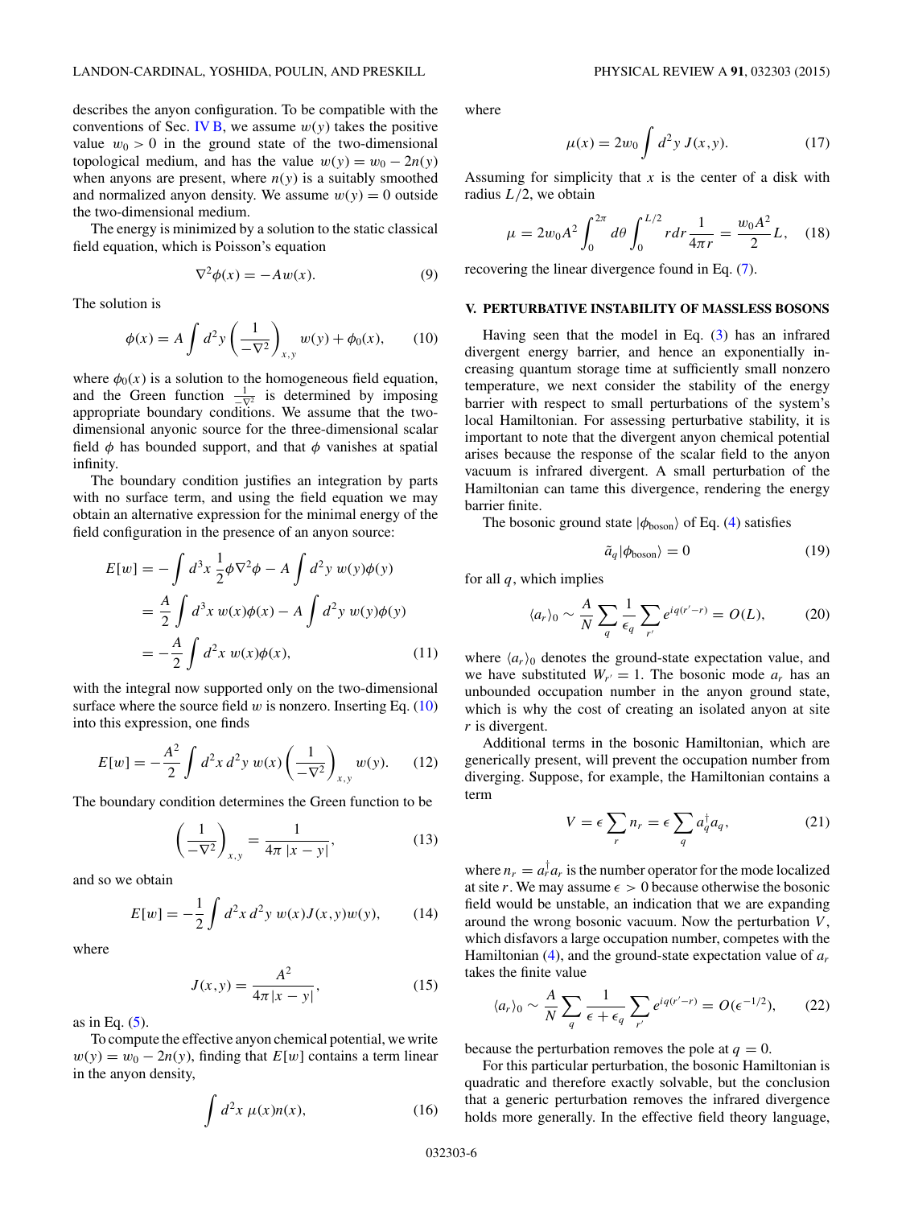describes the anyon configuration. To be compatible with the conventions of Sec. IV B, we assume $w(y)$ takes the positive value $w_0 > 0$ in the ground state of the two-dimensional topological medium, and has the value $w(y) = w_0 - 2n(y)$ when anyons are present, where $n(y)$ is a suitably smoothed and normalized anyon density. We assume $w(y) = 0$ outside the two-dimensional medium.

The energy is minimized by a solution to the static classical field equation, which is Poisson's equation

$$\nabla^2 \phi(x) = -Aw(x). \tag{9}$$

The solution is

$$\phi(x) = A \int d^2y \left(\frac{1}{-\nabla^2}\right)_{x,y} w(y) + \phi_0(x), \tag{10}$$

where $\phi_0(x)$ is a solution to the homogeneous field equation, and the Green function $\frac{1}{-\nabla^2}$ is determined by imposing appropriate boundary conditions. We assume that the two-dimensional anyonic source for the three-dimensional scalar field $\phi$ has bounded support, and that $\phi$ vanishes at spatial infinity.

The boundary condition justifies an integration by parts with no surface term, and using the field equation we may obtain an alternative expression for the minimal energy of the field configuration in the presence of an anyon source:

$$\begin{aligned} E[w] &= -\int d^3x \, \frac{1}{2}\phi \nabla^2 \phi - A \int d^2y \, w(y)\phi(y) \\ &= \frac{A}{2} \int d^3x \, w(x)\phi(x) - A \int d^2y \, w(y)\phi(y) \\ &= -\frac{A}{2} \int d^2x \, w(x)\phi(x), \end{aligned} \tag{11}$$

with the integral now supported only on the two-dimensional surface where the source field $w$ is nonzero. Inserting Eq. (10) into this expression, one finds

$$E[w] = -\frac{A^2}{2} \int d^2x \, d^2y \, w(x) \left(\frac{1}{-\nabla^2}\right)_{x,y} w(y). \tag{12}$$

The boundary condition determines the Green function to be

$$\left(\frac{1}{-\nabla^2}\right)_{x,y} = \frac{1}{4\pi\, |x-y|}, \tag{13}$$

and so we obtain

$$E[w] = -\frac{1}{2} \int d^2x \, d^2y \, w(x) J(x,y) w(y), \tag{14}$$

where

$$J(x,y) = \frac{A^2}{4\pi |x-y|}, \tag{15}$$

as in Eq. (5).

To compute the effective anyon chemical potential, we write $w(y) = w_0 - 2n(y)$, finding that $E[w]$ contains a term linear in the anyon density,

$$\int d^2x \, \mu(x) n(x), \tag{16}$$

where

$$\mu(x) = 2w_0 \int d^2y \, J(x,y). \tag{17}$$

Assuming for simplicity that $x$ is the center of a disk with radius $L/2$, we obtain

$$\mu = 2w_0 A^2 \int_0^{2\pi} d\theta \int_0^{L/2} r dr \frac{1}{4\pi r} = \frac{w_0 A^2}{2} L, \tag{18}$$

recovering the linear divergence found in Eq. (7).

## V. PERTURBATIVE INSTABILITY OF MASSLESS BOSONS

Having seen that the model in Eq. (3) has an infrared divergent energy barrier, and hence an exponentially increasing quantum storage time at sufficiently small nonzero temperature, we next consider the stability of the energy barrier with respect to small perturbations of the system's local Hamiltonian. For assessing perturbative stability, it is important to note that the divergent anyon chemical potential arises because the response of the scalar field to the anyon vacuum is infrared divergent. A small perturbation of the Hamiltonian can tame this divergence, rendering the energy barrier finite.

The bosonic ground state $|\phi_{\rm boson}\rangle$ of Eq. (4) satisfies

$$\tilde{a}_q |\phi_{\rm boson}\rangle = 0 \tag{19}$$

for all $q$, which implies

$$\langle a_r \rangle_0 \sim \frac{A}{N} \sum_q \frac{1}{\epsilon_q} \sum_{r'} e^{iq(r'-r)} = O(L), \tag{20}$$

where $\langle a_r \rangle_0$ denotes the ground-state expectation value, and we have substituted $W_{r'} = 1$. The bosonic mode $a_r$ has an unbounded occupation number in the anyon ground state, which is why the cost of creating an isolated anyon at site $r$ is divergent.

Additional terms in the bosonic Hamiltonian, which are generically present, will prevent the occupation number from diverging. Suppose, for example, the Hamiltonian contains a term

$$V = \epsilon \sum_r n_r = \epsilon \sum_q a_q^\dagger a_q, \tag{21}$$

where $n_r = a_r^\dagger a_r$ is the number operator for the mode localized at site $r$. We may assume $\epsilon > 0$ because otherwise the bosonic field would be unstable, an indication that we are expanding around the wrong bosonic vacuum. Now the perturbation $V$, which disfavors a large occupation number, competes with the Hamiltonian (4), and the ground-state expectation value of $a_r$ takes the finite value

$$\langle a_r \rangle_0 \sim \frac{A}{N} \sum_q \frac{1}{\epsilon + \epsilon_q} \sum_{r'} e^{iq(r'-r)} = O(\epsilon^{-1/2}), \tag{22}$$

because the perturbation removes the pole at $q = 0$.

For this particular perturbation, the bosonic Hamiltonian is quadratic and therefore exactly solvable, but the conclusion that a generic perturbation removes the infrared divergence holds more generally. In the effective field theory language,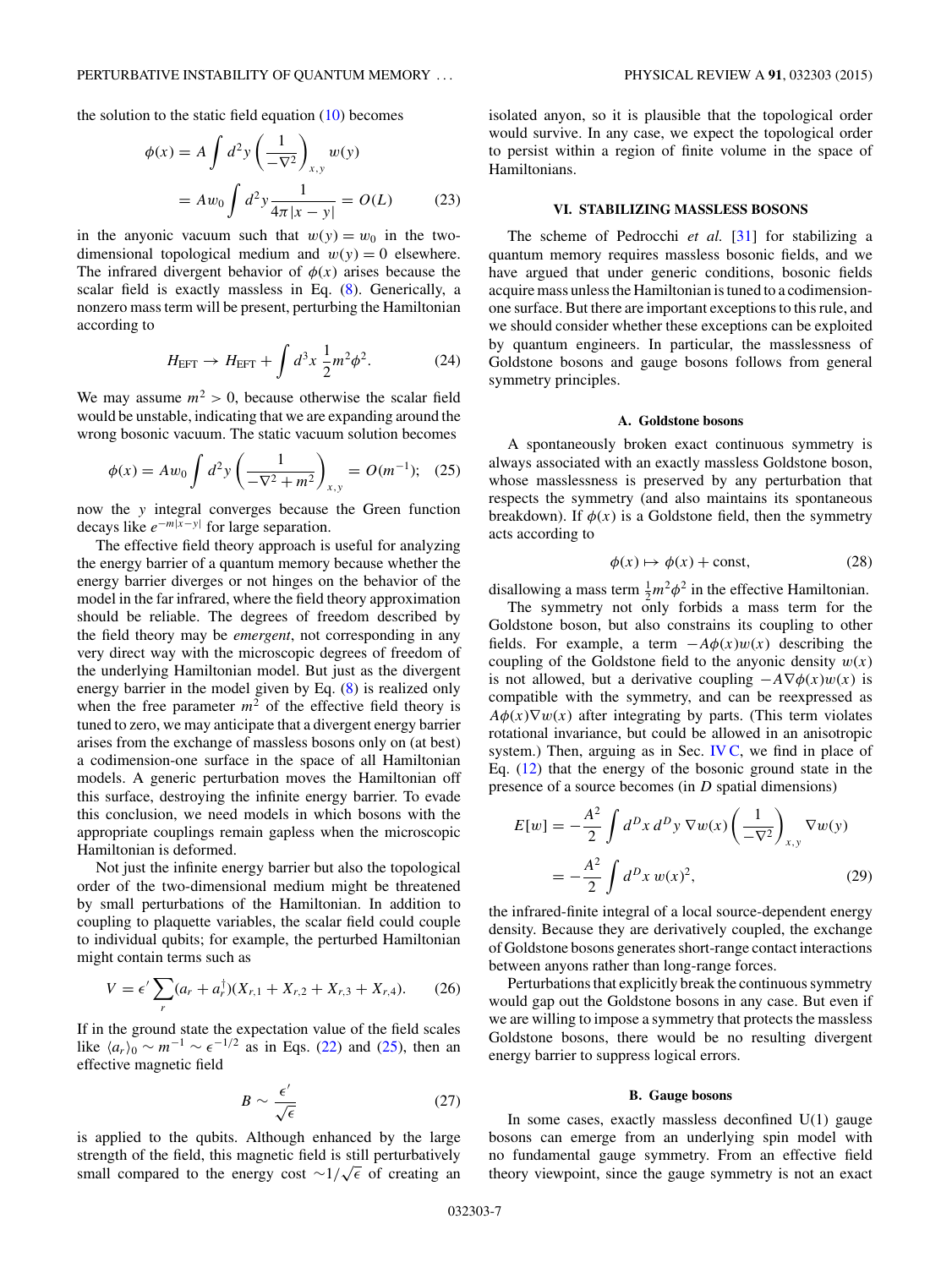the solution to the static field equation (10) becomes

$$\phi(x) = A \int d^2y \left( \frac{1}{-\nabla^2} \right)_{x,y} w(y)$$
$$= A w_0 \int d^2y \frac{1}{4\pi |x-y|} = O(L) \qquad (23)$$

in the anyonic vacuum such that $w(y) = w_0$ in the two-dimensional topological medium and $w(y) = 0$ elsewhere. The infrared divergent behavior of $\phi(x)$ arises because the scalar field is exactly massless in Eq. (8). Generically, a nonzero mass term will be present, perturbing the Hamiltonian according to

$$H_{\rm EFT} \to H_{\rm EFT} + \int d^3x \, \frac{1}{2} m^2 \phi^2. \qquad (24)$$

We may assume $m^2 > 0$, because otherwise the scalar field would be unstable, indicating that we are expanding around the wrong bosonic vacuum. The static vacuum solution becomes

$$\phi(x) = A w_0 \int d^2y \left( \frac{1}{-\nabla^2 + m^2} \right)_{x,y} = O(m^{-1}); \qquad (25)$$

now the $y$ integral converges because the Green function decays like $e^{-m|x-y|}$ for large separation.

The effective field theory approach is useful for analyzing the energy barrier of a quantum memory because whether the energy barrier diverges or not hinges on the behavior of the model in the far infrared, where the field theory approximation should be reliable. The degrees of freedom described by the field theory may be *emergent*, not corresponding in any very direct way with the microscopic degrees of freedom of the underlying Hamiltonian model. But just as the divergent energy barrier in the model given by Eq. (8) is realized only when the free parameter $m^2$ of the effective field theory is tuned to zero, we may anticipate that a divergent energy barrier arises from the exchange of massless bosons only on (at best) a codimension-one surface in the space of all Hamiltonian models. A generic perturbation moves the Hamiltonian off this surface, destroying the infinite energy barrier. To evade this conclusion, we need models in which bosons with the appropriate couplings remain gapless when the microscopic Hamiltonian is deformed.

Not just the infinite energy barrier but also the topological order of the two-dimensional medium might be threatened by small perturbations of the Hamiltonian. In addition to coupling to plaquette variables, the scalar field could couple to individual qubits; for example, the perturbed Hamiltonian might contain terms such as

$$V = \epsilon' \sum_r (a_r + a_r^\dagger)(X_{r,1} + X_{r,2} + X_{r,3} + X_{r,4}). \qquad (26)$$

If in the ground state the expectation value of the field scales like $\langle a_r \rangle_0 \sim m^{-1} \sim \epsilon^{-1/2}$ as in Eqs. (22) and (25), then an effective magnetic field

$$B \sim \frac{\epsilon'}{\sqrt{\epsilon}} \qquad (27)$$

is applied to the qubits. Although enhanced by the large strength of the field, this magnetic field is still perturbatively small compared to the energy cost $\sim 1/\sqrt{\epsilon}$ of creating an isolated anyon, so it is plausible that the topological order would survive. In any case, we expect the topological order to persist within a region of finite volume in the space of Hamiltonians.

## VI. STABILIZING MASSLESS BOSONS

The scheme of Pedrocchi *et al.* [31] for stabilizing a quantum memory requires massless bosonic fields, and we have argued that under generic conditions, bosonic fields acquire mass unless the Hamiltonian is tuned to a codimension-one surface. But there are important exceptions to this rule, and we should consider whether these exceptions can be exploited by quantum engineers. In particular, the masslessness of Goldstone bosons and gauge bosons follows from general symmetry principles.

### A. Goldstone bosons

A spontaneously broken exact continuous symmetry is always associated with an exactly massless Goldstone boson, whose masslessness is preserved by any perturbation that respects the symmetry (and also maintains its spontaneous breakdown). If $\phi(x)$ is a Goldstone field, then the symmetry acts according to

$$\phi(x) \mapsto \phi(x) + \text{const}, \qquad (28)$$

disallowing a mass term $\frac{1}{2}m^2\phi^2$ in the effective Hamiltonian.

The symmetry not only forbids a mass term for the Goldstone boson, but also constrains its coupling to other fields. For example, a term $-A\phi(x)w(x)$ describing the coupling of the Goldstone field to the anyonic density $w(x)$ is not allowed, but a derivative coupling $-A\nabla\phi(x)w(x)$ is compatible with the symmetry, and can be reexpressed as $A\phi(x)\nabla w(x)$ after integrating by parts. (This term violates rotational invariance, but could be allowed in an anisotropic system.) Then, arguing as in Sec. IV C, we find in place of Eq. (12) that the energy of the bosonic ground state in the presence of a source becomes (in $D$ spatial dimensions)

$$E[w] = -\frac{A^2}{2} \int d^Dx \, d^Dy \, \nabla w(x) \left( \frac{1}{-\nabla^2} \right)_{x,y} \nabla w(y)$$
$$= -\frac{A^2}{2} \int d^Dx \, w(x)^2, \qquad (29)$$

the infrared-finite integral of a local source-dependent energy density. Because they are derivatively coupled, the exchange of Goldstone bosons generates short-range contact interactions between anyons rather than long-range forces.

Perturbations that explicitly break the continuous symmetry would gap out the Goldstone bosons in any case. But even if we are willing to impose a symmetry that protects the massless Goldstone bosons, there would be no resulting divergent energy barrier to suppress logical errors.

### B. Gauge bosons

In some cases, exactly massless deconfined U(1) gauge bosons can emerge from an underlying spin model with no fundamental gauge symmetry. From an effective field theory viewpoint, since the gauge symmetry is not an exact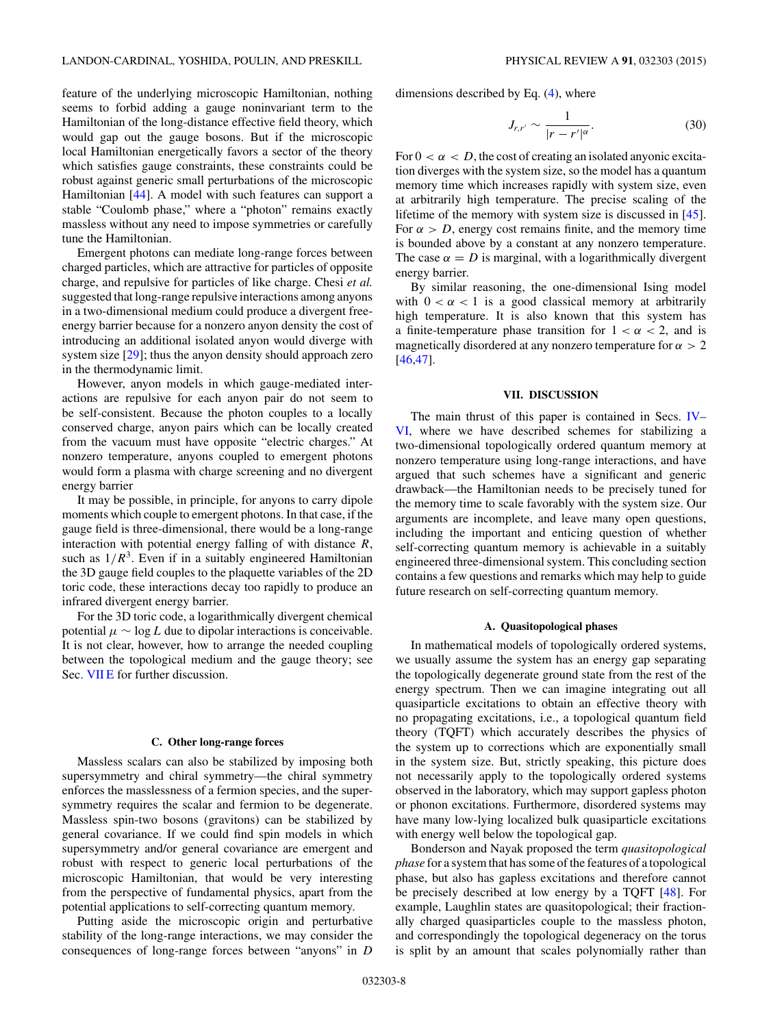feature of the underlying microscopic Hamiltonian, nothing seems to forbid adding a gauge noninvariant term to the Hamiltonian of the long-distance effective field theory, which would gap out the gauge bosons. But if the microscopic local Hamiltonian energetically favors a sector of the theory which satisfies gauge constraints, these constraints could be robust against generic small perturbations of the microscopic Hamiltonian [44]. A model with such features can support a stable "Coulomb phase," where a "photon" remains exactly massless without any need to impose symmetries or carefully tune the Hamiltonian.

Emergent photons can mediate long-range forces between charged particles, which are attractive for particles of opposite charge, and repulsive for particles of like charge. Chesi *et al.* suggested that long-range repulsive interactions among anyons in a two-dimensional medium could produce a divergent free-energy barrier because for a nonzero anyon density the cost of introducing an additional isolated anyon would diverge with system size [29]; thus the anyon density should approach zero in the thermodynamic limit.

However, anyon models in which gauge-mediated interactions are repulsive for each anyon pair do not seem to be self-consistent. Because the photon couples to a locally conserved charge, anyon pairs which can be locally created from the vacuum must have opposite "electric charges." At nonzero temperature, anyons coupled to emergent photons would form a plasma with charge screening and no divergent energy barrier

It may be possible, in principle, for anyons to carry dipole moments which couple to emergent photons. In that case, if the gauge field is three-dimensional, there would be a long-range interaction with potential energy falling of with distance $R$, such as $1/R^3$. Even if in a suitably engineered Hamiltonian the 3D gauge field couples to the plaquette variables of the 2D toric code, these interactions decay too rapidly to produce an infrared divergent energy barrier.

For the 3D toric code, a logarithmically divergent chemical potential $\mu \sim \log L$ due to dipolar interactions is conceivable. It is not clear, however, how to arrange the needed coupling between the topological medium and the gauge theory; see Sec. VII E for further discussion.

### C. Other long-range forces

Massless scalars can also be stabilized by imposing both supersymmetry and chiral symmetry—the chiral symmetry enforces the masslessness of a fermion species, and the supersymmetry requires the scalar and fermion to be degenerate. Massless spin-two bosons (gravitons) can be stabilized by general covariance. If we could find spin models in which supersymmetry and/or general covariance are emergent and robust with respect to generic local perturbations of the microscopic Hamiltonian, that would be very interesting from the perspective of fundamental physics, apart from the potential applications to self-correcting quantum memory.

Putting aside the microscopic origin and perturbative stability of the long-range interactions, we may consider the consequences of long-range forces between "anyons" in $D$ dimensions described by Eq. (4), where

$$J_{r,r'} \sim \frac{1}{|r-r'|^{\alpha}}. \tag{30}$$

For $0 < \alpha < D$, the cost of creating an isolated anyonic excitation diverges with the system size, so the model has a quantum memory time which increases rapidly with system size, even at arbitrarily high temperature. The precise scaling of the lifetime of the memory with system size is discussed in [45]. For $\alpha > D$, energy cost remains finite, and the memory time is bounded above by a constant at any nonzero temperature. The case $\alpha = D$ is marginal, with a logarithmically divergent energy barrier.

By similar reasoning, the one-dimensional Ising model with $0 < \alpha < 1$ is a good classical memory at arbitrarily high temperature. It is also known that this system has a finite-temperature phase transition for $1 < \alpha < 2$, and is magnetically disordered at any nonzero temperature for $\alpha > 2$ [46,47].

## VII. DISCUSSION

The main thrust of this paper is contained in Secs. IV–VI, where we have described schemes for stabilizing a two-dimensional topologically ordered quantum memory at nonzero temperature using long-range interactions, and have argued that such schemes have a significant and generic drawback—the Hamiltonian needs to be precisely tuned for the memory time to scale favorably with the system size. Our arguments are incomplete, and leave many open questions, including the important and enticing question of whether self-correcting quantum memory is achievable in a suitably engineered three-dimensional system. This concluding section contains a few questions and remarks which may help to guide future research on self-correcting quantum memory.

### A. Quasitopological phases

In mathematical models of topologically ordered systems, we usually assume the system has an energy gap separating the topologically degenerate ground state from the rest of the energy spectrum. Then we can imagine integrating out all quasiparticle excitations to obtain an effective theory with no propagating excitations, i.e., a topological quantum field theory (TQFT) which accurately describes the physics of the system up to corrections which are exponentially small in the system size. But, strictly speaking, this picture does not necessarily apply to the topologically ordered systems observed in the laboratory, which may support gapless photon or phonon excitations. Furthermore, disordered systems may have many low-lying localized bulk quasiparticle excitations with energy well below the topological gap.

Bonderson and Nayak proposed the term *quasitopological phase* for a system that has some of the features of a topological phase, but also has gapless excitations and therefore cannot be precisely described at low energy by a TQFT [48]. For example, Laughlin states are quasitopological; their fractionally charged quasiparticles couple to the massless photon, and correspondingly the topological degeneracy on the torus is split by an amount that scales polynomially rather than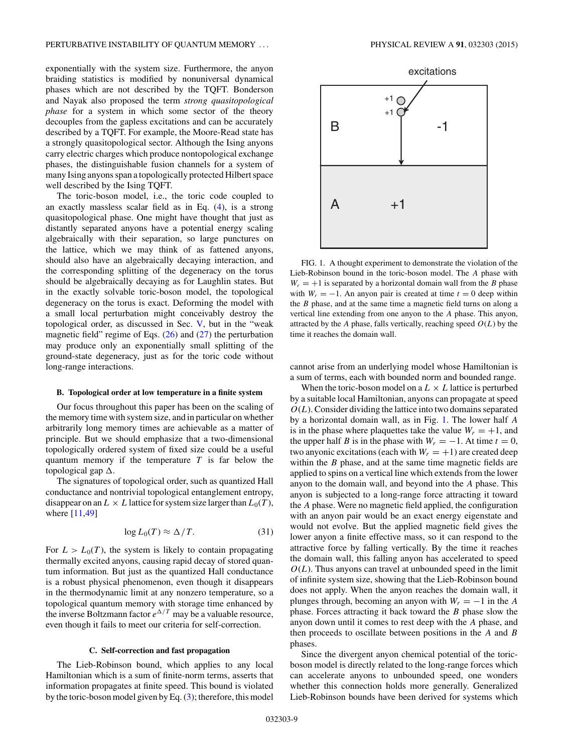exponentially with the system size. Furthermore, the anyon braiding statistics is modified by nonuniversal dynamical phases which are not described by the TQFT. Bonderson and Nayak also proposed the term *strong quasitopological phase* for a system in which some sector of the theory decouples from the gapless excitations and can be accurately described by a TQFT. For example, the Moore-Read state has a strongly quasitopological sector. Although the Ising anyons carry electric charges which produce nontopological exchange phases, the distinguishable fusion channels for a system of many Ising anyons span a topologically protected Hilbert space well described by the Ising TQFT.

The toric-boson model, i.e., the toric code coupled to an exactly massless scalar field as in Eq. (4), is a strong quasitopological phase. One might have thought that just as distantly separated anyons have a potential energy scaling algebraically with their separation, so large punctures on the lattice, which we may think of as fattened anyons, should also have an algebraically decaying interaction, and the corresponding splitting of the degeneracy on the torus should be algebraically decaying as for Laughlin states. But in the exactly solvable toric-boson model, the topological degeneracy on the torus is exact. Deforming the model with a small local perturbation might conceivably destroy the topological order, as discussed in Sec. V, but in the "weak magnetic field" regime of Eqs. (26) and (27) the perturbation may produce only an exponentially small splitting of the ground-state degeneracy, just as for the toric code without long-range interactions.

### B. Topological order at low temperature in a finite system

Our focus throughout this paper has been on the scaling of the memory time with system size, and in particular on whether arbitrarily long memory times are achievable as a matter of principle. But we should emphasize that a two-dimensional topologically ordered system of fixed size could be a useful quantum memory if the temperature $T$ is far below the topological gap $\Delta$.

The signatures of topological order, such as quantized Hall conductance and nontrivial topological entanglement entropy, disappear on an $L \times L$ lattice for system size larger than $L_0(T)$, where [11,49]

$$\log L_0(T) \approx \Delta/T. \tag{31}$$

For $L > L_0(T)$, the system is likely to contain propagating thermally excited anyons, causing rapid decay of stored quantum information. But just as the quantized Hall conductance is a robust physical phenomenon, even though it disappears in the thermodynamic limit at any nonzero temperature, so a topological quantum memory with storage time enhanced by the inverse Boltzmann factor $e^{\Delta/T}$ may be a valuable resource, even though it fails to meet our criteria for self-correction.

### C. Self-correction and fast propagation

The Lieb-Robinson bound, which applies to any local Hamiltonian which is a sum of finite-norm terms, asserts that information propagates at finite speed. This bound is violated by the toric-boson model given by Eq. (3); therefore, this model cannot arise from an underlying model whose Hamiltonian is a sum of terms, each with bounded norm and bounded range.

FIG. 1. A thought experiment to demonstrate the violation of the Lieb-Robinson bound in the toric-boson model. The $A$ phase with $W_r = +1$ is separated by a horizontal domain wall from the $B$ phase with $W_r = -1$. An anyon pair is created at time $t = 0$ deep within the $B$ phase, and at the same time a magnetic field turns on along a vertical line extending from one anyon to the $A$ phase. This anyon, attracted by the $A$ phase, falls vertically, reaching speed $O(L)$ by the time it reaches the domain wall.

When the toric-boson model on a $L \times L$ lattice is perturbed by a suitable local Hamiltonian, anyons can propagate at speed $O(L)$. Consider dividing the lattice into two domains separated by a horizontal domain wall, as in Fig. 1. The lower half $A$ is in the phase where plaquettes take the value $W_r = +1$, and the upper half $B$ is in the phase with $W_r = -1$. At time $t = 0$, two anyonic excitations (each with $W_r = +1$) are created deep within the $B$ phase, and at the same time magnetic fields are applied to spins on a vertical line which extends from the lower anyon to the domain wall, and beyond into the $A$ phase. This anyon is subjected to a long-range force attracting it toward the $A$ phase. Were no magnetic field applied, the configuration with an anyon pair would be an exact energy eigenstate and would not evolve. But the applied magnetic field gives the lower anyon a finite effective mass, so it can respond to the attractive force by falling vertically. By the time it reaches the domain wall, this falling anyon has accelerated to speed $O(L)$. Thus anyons can travel at unbounded speed in the limit of infinite system size, showing that the Lieb-Robinson bound does not apply. When the anyon reaches the domain wall, it plunges through, becoming an anyon with $W_r = -1$ in the $A$ phase. Forces attracting it back toward the $B$ phase slow the anyon down until it comes to rest deep with the $A$ phase, and then proceeds to oscillate between positions in the $A$ and $B$ phases.

Since the divergent anyon chemical potential of the toric-boson model is directly related to the long-range forces which can accelerate anyons to unbounded speed, one wonders whether this connection holds more generally. Generalized Lieb-Robinson bounds have been derived for systems which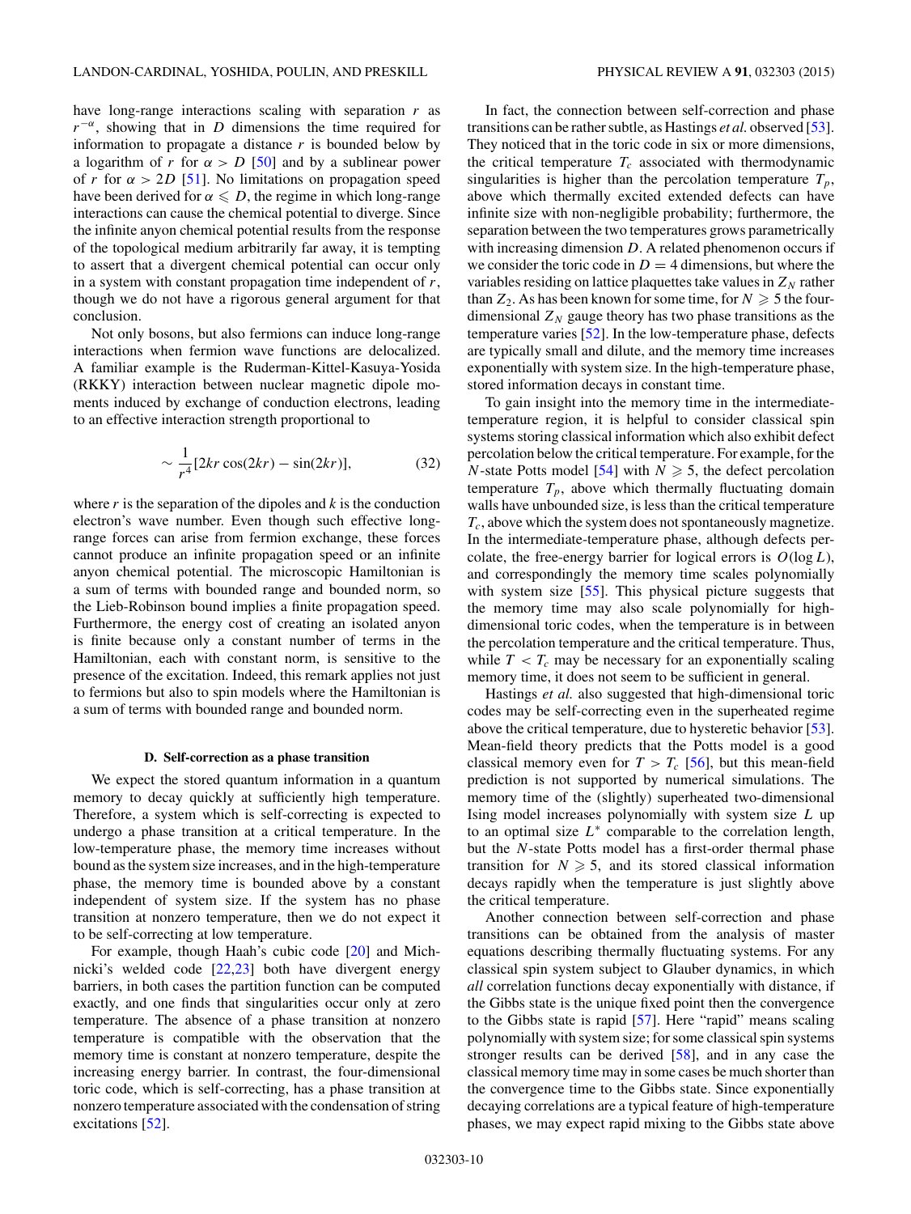have long-range interactions scaling with separation $r$ as $r^{-\alpha}$, showing that in $D$ dimensions the time required for information to propagate a distance $r$ is bounded below by a logarithm of $r$ for $\alpha > D$ [50] and by a sublinear power of $r$ for $\alpha > 2D$ [51]. No limitations on propagation speed have been derived for $\alpha \leqslant D$, the regime in which long-range interactions can cause the chemical potential to diverge. Since the infinite anyon chemical potential results from the response of the topological medium arbitrarily far away, it is tempting to assert that a divergent chemical potential can occur only in a system with constant propagation time independent of $r$, though we do not have a rigorous general argument for that conclusion.

Not only bosons, but also fermions can induce long-range interactions when fermion wave functions are delocalized. A familiar example is the Ruderman-Kittel-Kasuya-Yosida (RKKY) interaction between nuclear magnetic dipole moments induced by exchange of conduction electrons, leading to an effective interaction strength proportional to

$$\sim \frac{1}{r^4}[2kr\cos(2kr) - \sin(2kr)], \tag{32}$$

where $r$ is the separation of the dipoles and $k$ is the conduction electron's wave number. Even though such effective long-range forces can arise from fermion exchange, these forces cannot produce an infinite propagation speed or an infinite anyon chemical potential. The microscopic Hamiltonian is a sum of terms with bounded range and bounded norm, so the Lieb-Robinson bound implies a finite propagation speed. Furthermore, the energy cost of creating an isolated anyon is finite because only a constant number of terms in the Hamiltonian, each with constant norm, is sensitive to the presence of the excitation. Indeed, this remark applies not just to fermions but also to spin models where the Hamiltonian is a sum of terms with bounded range and bounded norm.

### D. Self-correction as a phase transition

We expect the stored quantum information in a quantum memory to decay quickly at sufficiently high temperature. Therefore, a system which is self-correcting is expected to undergo a phase transition at a critical temperature. In the low-temperature phase, the memory time increases without bound as the system size increases, and in the high-temperature phase, the memory time is bounded above by a constant independent of system size. If the system has no phase transition at nonzero temperature, then we do not expect it to be self-correcting at low temperature.

For example, though Haah's cubic code [20] and Michnicki's welded code [22,23] both have divergent energy barriers, in both cases the partition function can be computed exactly, and one finds that singularities occur only at zero temperature. The absence of a phase transition at nonzero temperature is compatible with the observation that the memory time is constant at nonzero temperature, despite the increasing energy barrier. In contrast, the four-dimensional toric code, which is self-correcting, has a phase transition at nonzero temperature associated with the condensation of string excitations [52].

In fact, the connection between self-correction and phase transitions can be rather subtle, as Hastings *et al.* observed [53]. They noticed that in the toric code in six or more dimensions, the critical temperature $T_c$ associated with thermodynamic singularities is higher than the percolation temperature $T_p$, above which thermally excited extended defects can have infinite size with non-negligible probability; furthermore, the separation between the two temperatures grows parametrically with increasing dimension $D$. A related phenomenon occurs if we consider the toric code in $D = 4$ dimensions, but where the variables residing on lattice plaquettes take values in $Z_N$ rather than $Z_2$. As has been known for some time, for $N \geqslant 5$ the four-dimensional $Z_N$ gauge theory has two phase transitions as the temperature varies [52]. In the low-temperature phase, defects are typically small and dilute, and the memory time increases exponentially with system size. In the high-temperature phase, stored information decays in constant time.

To gain insight into the memory time in the intermediate-temperature region, it is helpful to consider classical spin systems storing classical information which also exhibit defect percolation below the critical temperature. For example, for the $N$-state Potts model [54] with $N \geqslant 5$, the defect percolation temperature $T_p$, above which thermally fluctuating domain walls have unbounded size, is less than the critical temperature $T_c$, above which the system does not spontaneously magnetize. In the intermediate-temperature phase, although defects percolate, the free-energy barrier for logical errors is $O(\log L)$, and correspondingly the memory time scales polynomially with system size [55]. This physical picture suggests that the memory time may also scale polynomially for high-dimensional toric codes, when the temperature is in between the percolation temperature and the critical temperature. Thus, while $T < T_c$ may be necessary for an exponentially scaling memory time, it does not seem to be sufficient in general.

Hastings *et al.* also suggested that high-dimensional toric codes may be self-correcting even in the superheated regime above the critical temperature, due to hysteretic behavior [53]. Mean-field theory predicts that the Potts model is a good classical memory even for $T > T_c$ [56], but this mean-field prediction is not supported by numerical simulations. The memory time of the (slightly) superheated two-dimensional Ising model increases polynomially with system size $L$ up to an optimal size $L^*$ comparable to the correlation length, but the $N$-state Potts model has a first-order thermal phase transition for $N \geqslant 5$, and its stored classical information decays rapidly when the temperature is just slightly above the critical temperature.

Another connection between self-correction and phase transitions can be obtained from the analysis of master equations describing thermally fluctuating systems. For any classical spin system subject to Glauber dynamics, in which *all* correlation functions decay exponentially with distance, if the Gibbs state is the unique fixed point then the convergence to the Gibbs state is rapid [57]. Here "rapid" means scaling polynomially with system size; for some classical spin systems stronger results can be derived [58], and in any case the classical memory time may in some cases be much shorter than the convergence time to the Gibbs state. Since exponentially decaying correlations are a typical feature of high-temperature phases, we may expect rapid mixing to the Gibbs state above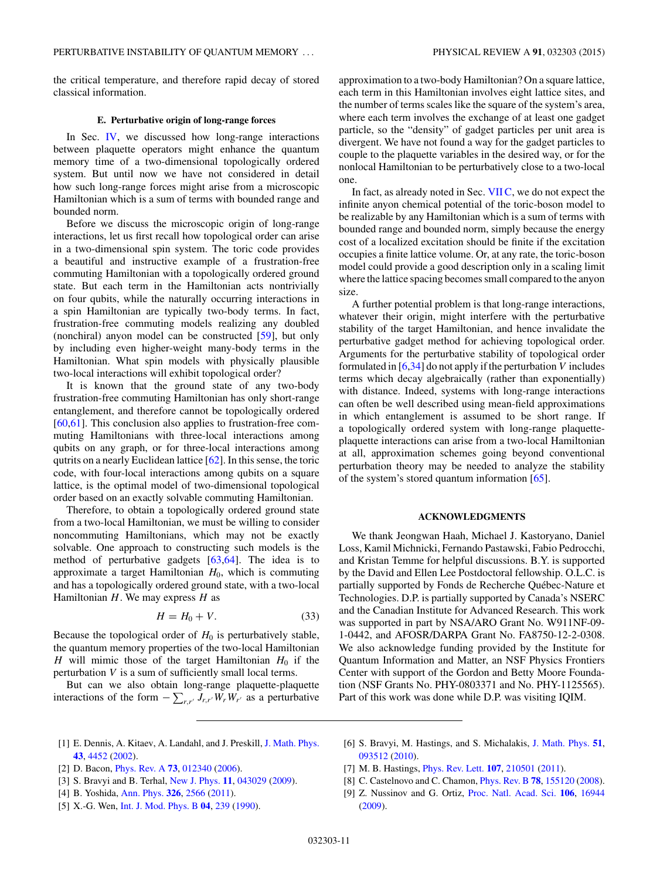the critical temperature, and therefore rapid decay of stored classical information.

### E. Perturbative origin of long-range forces

In Sec. IV, we discussed how long-range interactions between plaquette operators might enhance the quantum memory time of a two-dimensional topologically ordered system. But until now we have not considered in detail how such long-range forces might arise from a microscopic Hamiltonian which is a sum of terms with bounded range and bounded norm.

Before we discuss the microscopic origin of long-range interactions, let us first recall how topological order can arise in a two-dimensional spin system. The toric code provides a beautiful and instructive example of a frustration-free commuting Hamiltonian with a topologically ordered ground state. But each term in the Hamiltonian acts nontrivially on four qubits, while the naturally occurring interactions in a spin Hamiltonian are typically two-body terms. In fact, frustration-free commuting models realizing any doubled (nonchiral) anyon model can be constructed [59], but only by including even higher-weight many-body terms in the Hamiltonian. What spin models with physically plausible two-local interactions will exhibit topological order?

It is known that the ground state of any two-body frustration-free commuting Hamiltonian has only short-range entanglement, and therefore cannot be topologically ordered [60,61]. This conclusion also applies to frustration-free commuting Hamiltonians with three-local interactions among qubits on any graph, or for three-local interactions among qutrits on a nearly Euclidean lattice [62]. In this sense, the toric code, with four-local interactions among qubits on a square lattice, is the optimal model of two-dimensional topological order based on an exactly solvable commuting Hamiltonian.

Therefore, to obtain a topologically ordered ground state from a two-local Hamiltonian, we must be willing to consider noncommuting Hamiltonians, which may not be exactly solvable. One approach to constructing such models is the method of perturbative gadgets [63,64]. The idea is to approximate a target Hamiltonian $H_0$, which is commuting and has a topologically ordered ground state, with a two-local Hamiltonian $H$. We may express $H$ as

$$H = H_0 + V. \tag{33}$$

Because the topological order of $H_0$ is perturbatively stable, the quantum memory properties of the two-local Hamiltonian $H$ will mimic those of the target Hamiltonian $H_0$ if the perturbation $V$ is a sum of sufficiently small local terms.

But can we also obtain long-range plaquette-plaquette interactions of the form $-\sum_{r,r'} J_{r,r'} W_r W_{r'}$ as a perturbative approximation to a two-body Hamiltonian? On a square lattice, each term in this Hamiltonian involves eight lattice sites, and the number of terms scales like the square of the system's area, where each term involves the exchange of at least one gadget particle, so the "density" of gadget particles per unit area is divergent. We have not found a way for the gadget particles to couple to the plaquette variables in the desired way, or for the nonlocal Hamiltonian to be perturbatively close to a two-local one.

In fact, as already noted in Sec. VII C, we do not expect the infinite anyon chemical potential of the toric-boson model to be realizable by any Hamiltonian which is a sum of terms with bounded range and bounded norm, simply because the energy cost of a localized excitation should be finite if the excitation occupies a finite lattice volume. Or, at any rate, the toric-boson model could provide a good description only in a scaling limit where the lattice spacing becomes small compared to the anyon size.

A further potential problem is that long-range interactions, whatever their origin, might interfere with the perturbative stability of the target Hamiltonian, and hence invalidate the perturbative gadget method for achieving topological order. Arguments for the perturbative stability of topological order formulated in [6,34] do not apply if the perturbation $V$ includes terms which decay algebraically (rather than exponentially) with distance. Indeed, systems with long-range interactions can often be well described using mean-field approximations in which entanglement is assumed to be short range. If a topologically ordered system with long-range plaquette-plaquette interactions can arise from a two-local Hamiltonian at all, approximation schemes going beyond conventional perturbation theory may be needed to analyze the stability of the system's stored quantum information [65].

### ACKNOWLEDGMENTS

We thank Jeongwan Haah, Michael J. Kastoryano, Daniel Loss, Kamil Michnicki, Fernando Pastawski, Fabio Pedrocchi, and Kristan Temme for helpful discussions. B.Y. is supported by the David and Ellen Lee Postdoctoral fellowship. O.L.C. is partially supported by Fonds de Recherche Québec-Nature et Technologies. D.P. is partially supported by Canada's NSERC and the Canadian Institute for Advanced Research. This work was supported in part by NSA/ARO Grant No. W911NF-09-1-0442, and AFOSR/DARPA Grant No. FA8750-12-2-0308. We also acknowledge funding provided by the Institute for Quantum Information and Matter, an NSF Physics Frontiers Center with support of the Gordon and Betty Moore Foundation (NSF Grants No. PHY-0803371 and No. PHY-1125565). Part of this work was done while D.P. was visiting IQIM.

[1] E. Dennis, A. Kitaev, A. Landahl, and J. Preskill, J. Math. Phys. **43**, 4452 (2002).

[2] D. Bacon, Phys. Rev. A **73**, 012340 (2006).

[3] S. Bravyi and B. Terhal, New J. Phys. **11**, 043029 (2009).

[4] B. Yoshida, Ann. Phys. **326**, 2566 (2011).

[5] X.-G. Wen, Int. J. Mod. Phys. B **04**, 239 (1990).

[6] S. Bravyi, M. Hastings, and S. Michalakis, J. Math. Phys. **51**, 093512 (2010).

[7] M. B. Hastings, Phys. Rev. Lett. **107**, 210501 (2011).

[8] C. Castelnovo and C. Chamon, Phys. Rev. B **78**, 155120 (2008).

[9] Z. Nussinov and G. Ortiz, Proc. Natl. Acad. Sci. **106**, 16944 (2009).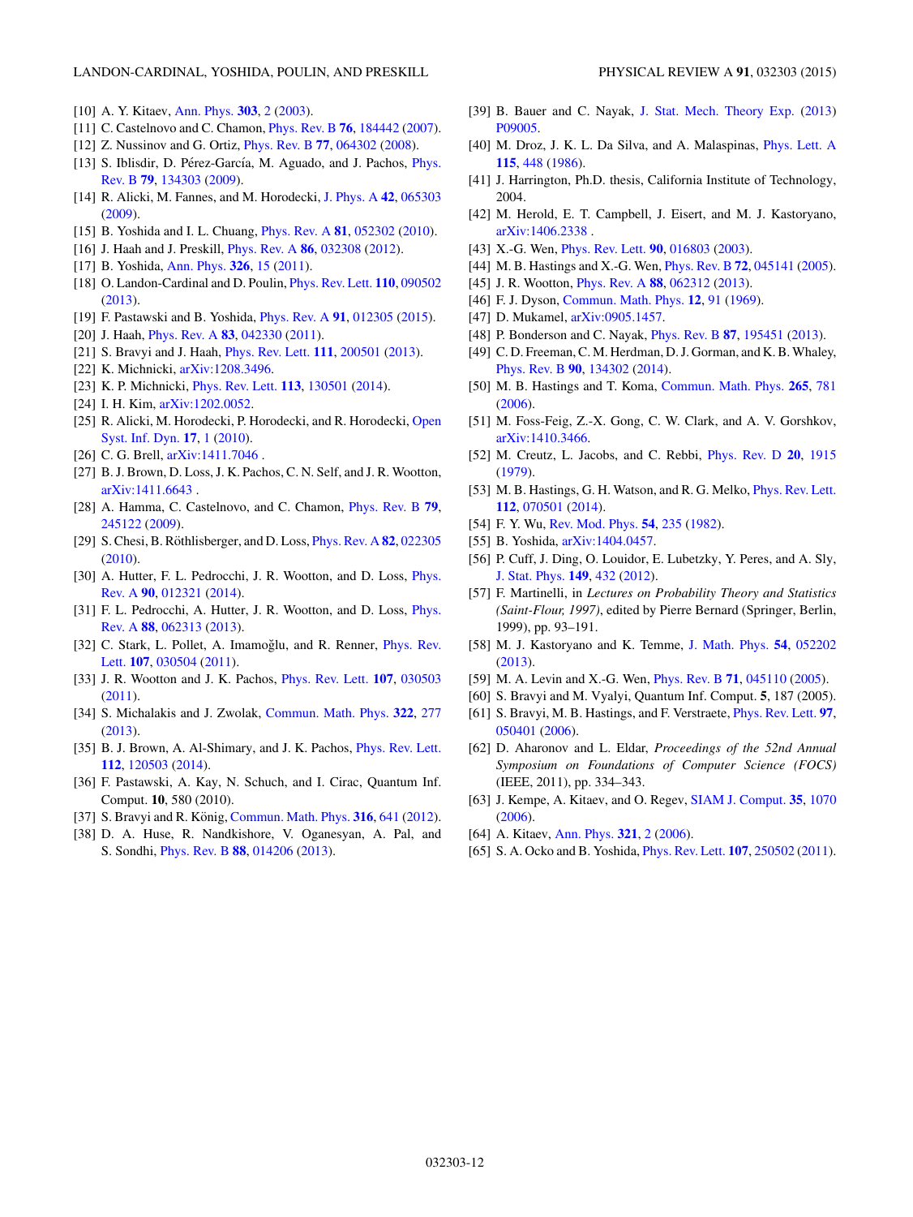[10] A. Y. Kitaev, Ann. Phys. **303**, 2 (2003).

[11] C. Castelnovo and C. Chamon, Phys. Rev. B **76**, 184442 (2007).

[12] Z. Nussinov and G. Ortiz, Phys. Rev. B **77**, 064302 (2008).

[13] S. Iblisdir, D. Pérez-García, M. Aguado, and J. Pachos, Phys. Rev. B **79**, 134303 (2009).

[14] R. Alicki, M. Fannes, and M. Horodecki, J. Phys. A **42**, 065303 (2009).

[15] B. Yoshida and I. L. Chuang, Phys. Rev. A **81**, 052302 (2010).

[16] J. Haah and J. Preskill, Phys. Rev. A **86**, 032308 (2012).

[17] B. Yoshida, Ann. Phys. **326**, 15 (2011).

[18] O. Landon-Cardinal and D. Poulin, Phys. Rev. Lett. **110**, 090502 (2013).

[19] F. Pastawski and B. Yoshida, Phys. Rev. A **91**, 012305 (2015).

[20] J. Haah, Phys. Rev. A **83**, 042330 (2011).

[21] S. Bravyi and J. Haah, Phys. Rev. Lett. **111**, 200501 (2013).

[22] K. Michnicki, arXiv:1208.3496.

[23] K. P. Michnicki, Phys. Rev. Lett. **113**, 130501 (2014).

[24] I. H. Kim, arXiv:1202.0052.

[25] R. Alicki, M. Horodecki, P. Horodecki, and R. Horodecki, Open Syst. Inf. Dyn. **17**, 1 (2010).

[26] C. G. Brell, arXiv:1411.7046 .

[27] B. J. Brown, D. Loss, J. K. Pachos, C. N. Self, and J. R. Wootton, arXiv:1411.6643 .

[28] A. Hamma, C. Castelnovo, and C. Chamon, Phys. Rev. B **79**, 245122 (2009).

[29] S. Chesi, B. Röthlisberger, and D. Loss, Phys. Rev. A **82**, 022305 (2010).

[30] A. Hutter, F. L. Pedrocchi, J. R. Wootton, and D. Loss, Phys. Rev. A **90**, 012321 (2014).

[31] F. L. Pedrocchi, A. Hutter, J. R. Wootton, and D. Loss, Phys. Rev. A **88**, 062313 (2013).

[32] C. Stark, L. Pollet, A. Imamoğlu, and R. Renner, Phys. Rev. Lett. **107**, 030504 (2011).

[33] J. R. Wootton and J. K. Pachos, Phys. Rev. Lett. **107**, 030503 (2011).

[34] S. Michalakis and J. Zwolak, Commun. Math. Phys. **322**, 277 (2013).

[35] B. J. Brown, A. Al-Shimary, and J. K. Pachos, Phys. Rev. Lett. **112**, 120503 (2014).

[36] F. Pastawski, A. Kay, N. Schuch, and I. Cirac, Quantum Inf. Comput. **10**, 580 (2010).

[37] S. Bravyi and R. König, Commun. Math. Phys. **316**, 641 (2012).

[38] D. A. Huse, R. Nandkishore, V. Oganesyan, A. Pal, and S. Sondhi, Phys. Rev. B **88**, 014206 (2013).

[39] B. Bauer and C. Nayak, J. Stat. Mech. Theory Exp. (2013) P09005.

[40] M. Droz, J. K. L. Da Silva, and A. Malaspinas, Phys. Lett. A **115**, 448 (1986).

[41] J. Harrington, Ph.D. thesis, California Institute of Technology, 2004.

[42] M. Herold, E. T. Campbell, J. Eisert, and M. J. Kastoryano, arXiv:1406.2338 .

[43] X.-G. Wen, Phys. Rev. Lett. **90**, 016803 (2003).

[44] M. B. Hastings and X.-G. Wen, Phys. Rev. B **72**, 045141 (2005).

[45] J. R. Wootton, Phys. Rev. A **88**, 062312 (2013).

[46] F. J. Dyson, Commun. Math. Phys. **12**, 91 (1969).

[47] D. Mukamel, arXiv:0905.1457.

[48] P. Bonderson and C. Nayak, Phys. Rev. B **87**, 195451 (2013).

[49] C. D. Freeman, C. M. Herdman, D. J. Gorman, and K. B. Whaley, Phys. Rev. B **90**, 134302 (2014).

[50] M. B. Hastings and T. Koma, Commun. Math. Phys. **265**, 781 (2006).

[51] M. Foss-Feig, Z.-X. Gong, C. W. Clark, and A. V. Gorshkov, arXiv:1410.3466.

[52] M. Creutz, L. Jacobs, and C. Rebbi, Phys. Rev. D **20**, 1915 (1979).

[53] M. B. Hastings, G. H. Watson, and R. G. Melko, Phys. Rev. Lett. **112**, 070501 (2014).

[54] F. Y. Wu, Rev. Mod. Phys. **54**, 235 (1982).

[55] B. Yoshida, arXiv:1404.0457.

[56] P. Cuff, J. Ding, O. Louidor, E. Lubetzky, Y. Peres, and A. Sly, J. Stat. Phys. **149**, 432 (2012).

[57] F. Martinelli, in *Lectures on Probability Theory and Statistics (Saint-Flour, 1997)*, edited by Pierre Bernard (Springer, Berlin, 1999), pp. 93–191.

[58] M. J. Kastoryano and K. Temme, J. Math. Phys. **54**, 052202 (2013).

[59] M. A. Levin and X.-G. Wen, Phys. Rev. B **71**, 045110 (2005).

[60] S. Bravyi and M. Vyalyi, Quantum Inf. Comput. **5**, 187 (2005).

[61] S. Bravyi, M. B. Hastings, and F. Verstraete, Phys. Rev. Lett. **97**, 050401 (2006).

[62] D. Aharonov and L. Eldar, *Proceedings of the 52nd Annual Symposium on Foundations of Computer Science (FOCS)* (IEEE, 2011), pp. 334–343.

[63] J. Kempe, A. Kitaev, and O. Regev, SIAM J. Comput. **35**, 1070 (2006).

[64] A. Kitaev, Ann. Phys. **321**, 2 (2006).

[65] S. A. Ocko and B. Yoshida, Phys. Rev. Lett. **107**, 250502 (2011).